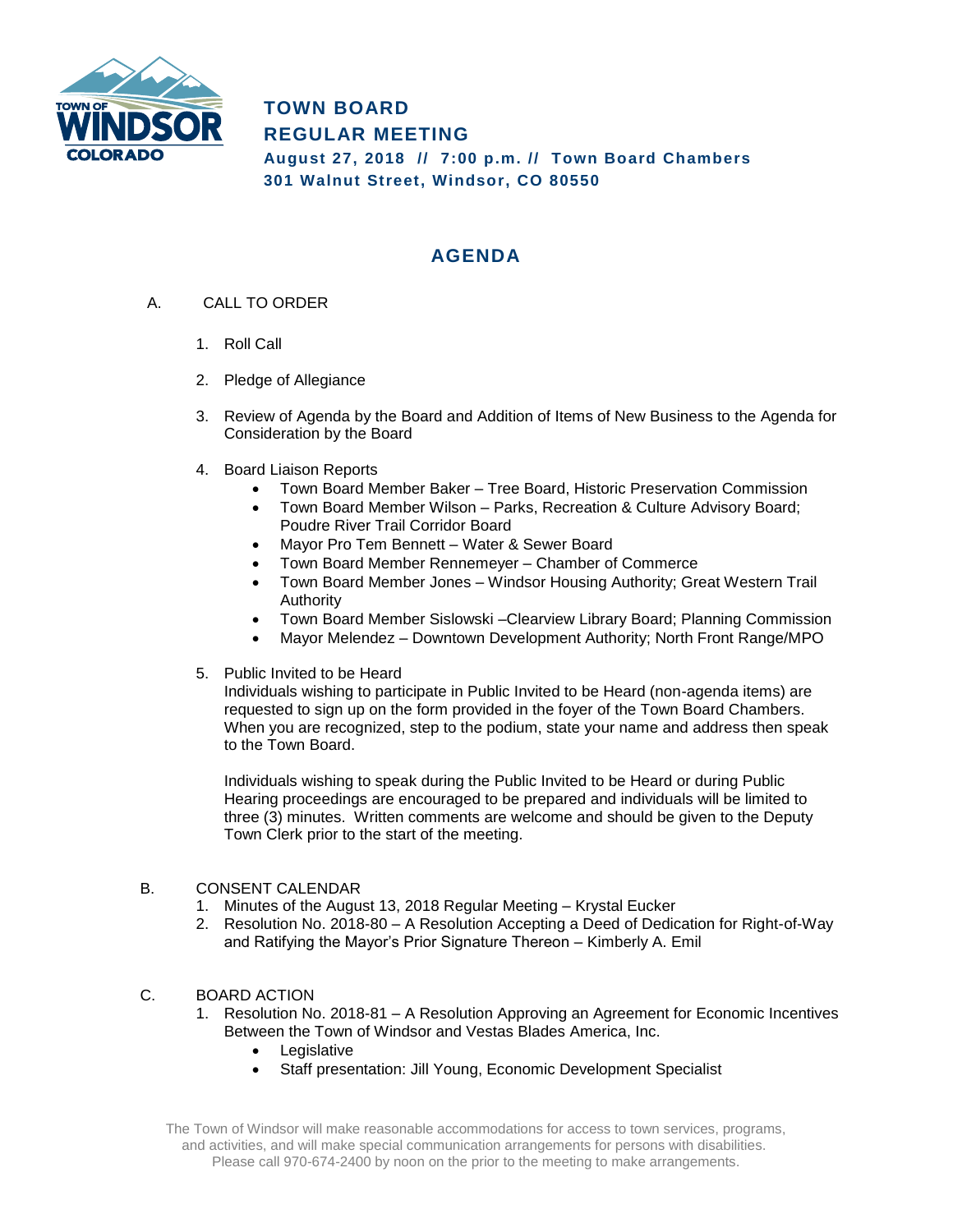# TOWN BOARD
# REGULAR MEETING

**August 27, 2018 // 7:00 p.m. // Town Board Chambers**
**301 Walnut Street, Windsor, CO 80550**

## AGENDA

A. CALL TO ORDER

1. Roll Call
2. Pledge of Allegiance
3. Review of Agenda by the Board and Addition of Items of New Business to the Agenda for Consideration by the Board
4. Board Liaison Reports
   - Town Board Member Baker – Tree Board, Historic Preservation Commission
   - Town Board Member Wilson – Parks, Recreation & Culture Advisory Board; Poudre River Trail Corridor Board
   - Mayor Pro Tem Bennett – Water & Sewer Board
   - Town Board Member Rennemeyer – Chamber of Commerce
   - Town Board Member Jones – Windsor Housing Authority; Great Western Trail Authority
   - Town Board Member Sislowski –Clearview Library Board; Planning Commission
   - Mayor Melendez – Downtown Development Authority; North Front Range/MPO
5. Public Invited to be Heard
   Individuals wishing to participate in Public Invited to be Heard (non-agenda items) are requested to sign up on the form provided in the foyer of the Town Board Chambers. When you are recognized, step to the podium, state your name and address then speak to the Town Board.

   Individuals wishing to speak during the Public Invited to be Heard or during Public Hearing proceedings are encouraged to be prepared and individuals will be limited to three (3) minutes. Written comments are welcome and should be given to the Deputy Town Clerk prior to the start of the meeting.

B. CONSENT CALENDAR

1. Minutes of the August 13, 2018 Regular Meeting – Krystal Eucker
2. Resolution No. 2018-80 – A Resolution Accepting a Deed of Dedication for Right-of-Way and Ratifying the Mayor's Prior Signature Thereon – Kimberly A. Emil

C. BOARD ACTION

1. Resolution No. 2018-81 – A Resolution Approving an Agreement for Economic Incentives Between the Town of Windsor and Vestas Blades America, Inc.
   - Legislative
   - Staff presentation: Jill Young, Economic Development Specialist

The Town of Windsor will make reasonable accommodations for access to town services, programs, and activities, and will make special communication arrangements for persons with disabilities. Please call 970-674-2400 by noon on the prior to the meeting to make arrangements.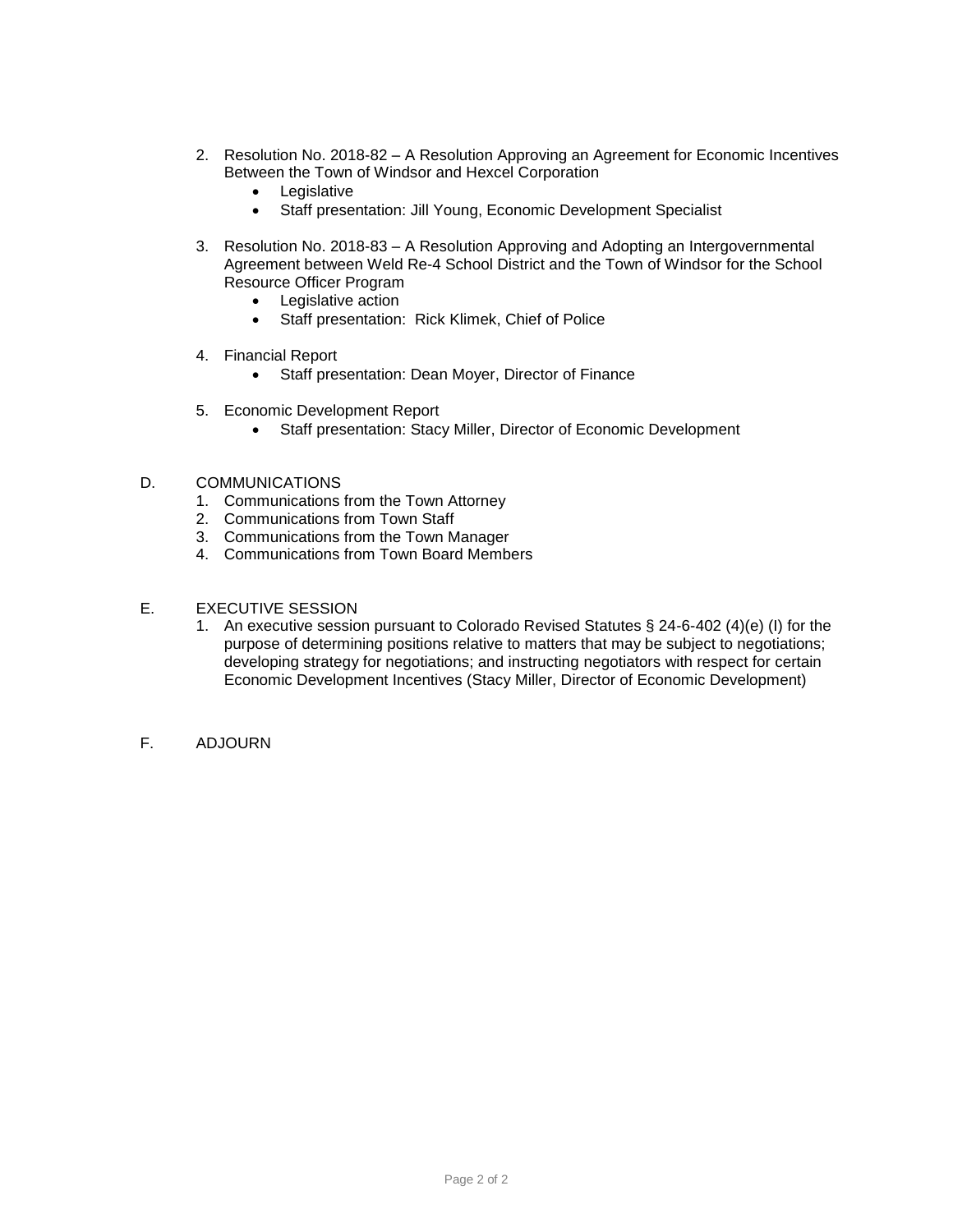2. Resolution No. 2018-82 – A Resolution Approving an Agreement for Economic Incentives Between the Town of Windsor and Hexcel Corporation
   - Legislative
   - Staff presentation: Jill Young, Economic Development Specialist

3. Resolution No. 2018-83 – A Resolution Approving and Adopting an Intergovernmental Agreement between Weld Re-4 School District and the Town of Windsor for the School Resource Officer Program
   - Legislative action
   - Staff presentation: Rick Klimek, Chief of Police

4. Financial Report
   - Staff presentation: Dean Moyer, Director of Finance

5. Economic Development Report
   - Staff presentation: Stacy Miller, Director of Economic Development

D. COMMUNICATIONS

1. Communications from the Town Attorney
2. Communications from Town Staff
3. Communications from the Town Manager
4. Communications from Town Board Members

E. EXECUTIVE SESSION

1. An executive session pursuant to Colorado Revised Statutes § 24-6-402 (4)(e) (I) for the purpose of determining positions relative to matters that may be subject to negotiations; developing strategy for negotiations; and instructing negotiators with respect for certain Economic Development Incentives (Stacy Miller, Director of Economic Development)

F. ADJOURN